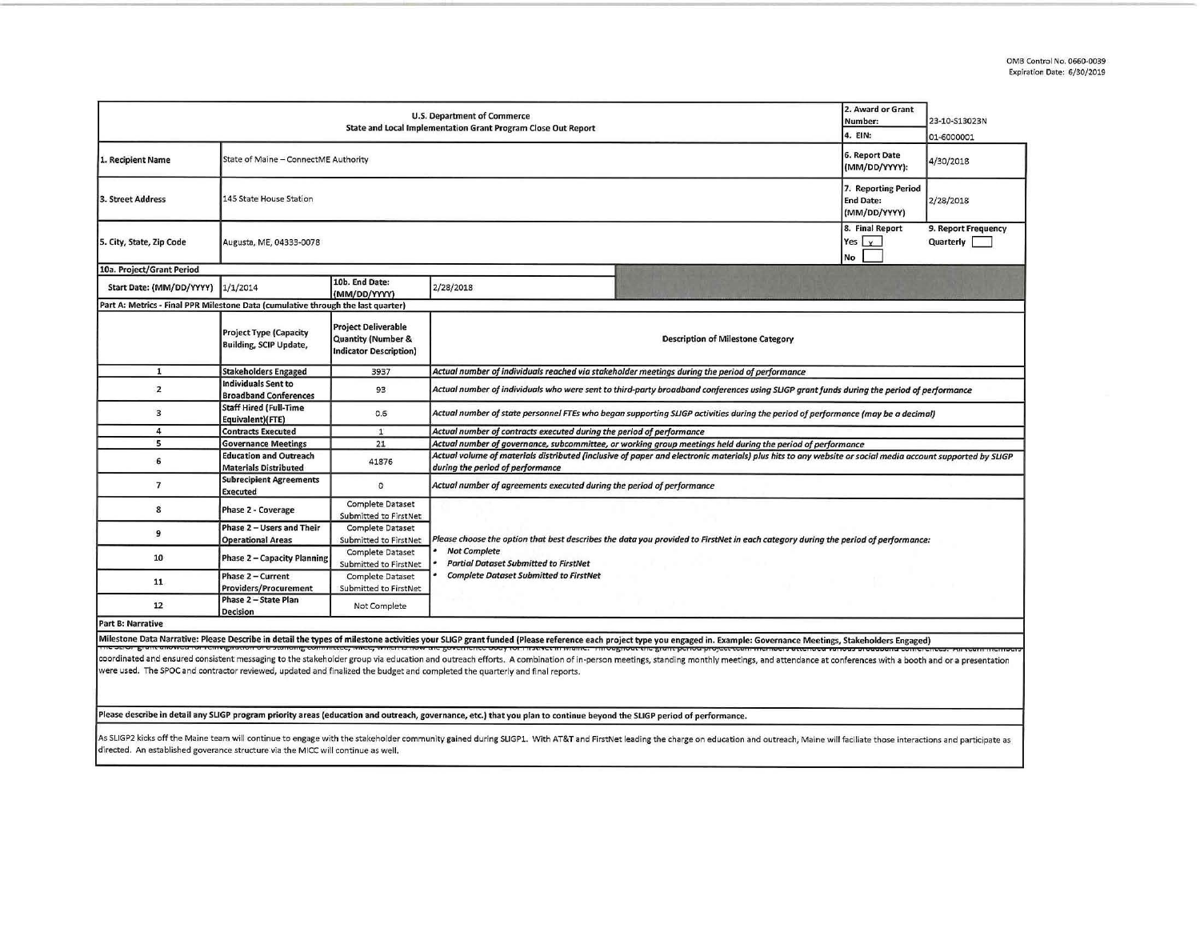OMB Control No. 0660-0039
Expiration Date: 6/30/2019

| U.S. Department of Commerce<br>State and Local Implementation Grant Program Close Out Report | | | | 2. Award or Grant Number: | 23-10-S13023N |
|---|---|---|---|---|---|
| | | | | 4. EIN: | 01-6000001 |
| 1. Recipient Name | State of Maine – ConnectME Authority | | | 6. Report Date (MM/DD/YYYY): | 4/30/2018 |
| 3. Street Address | 145 State House Station | | | 7. Reporting Period End Date: (MM/DD/YYYY) | 2/28/2018 |
| 5. City, State, Zip Code | Augusta, ME, 04333-0078 | | | 8. Final Report<br>Yes [x]<br>No [ ] | 9. Report Frequency<br>Quarterly [ ] |
| 10a. Project/Grant Period | | | | | |
| Start Date: (MM/DD/YYYY) | 1/1/2014 | 10b. End Date: (MM/DD/YYYY) | 2/28/2018 | | |

**Part A: Metrics - Final PPR Milestone Data (cumulative through the last quarter)**

| | Project Type (Capacity Building, SCIP Update, | Project Deliverable Quantity (Number & Indicator Description) | Description of Milestone Category |
|---|---|---|---|
| 1 | Stakeholders Engaged | 3937 | *Actual number of individuals reached via stakeholder meetings during the period of performance* |
| 2 | Individuals Sent to Broadband Conferences | 93 | *Actual number of individuals who were sent to third-party broadband conferences using SLIGP grant funds during the period of performance* |
| 3 | Staff Hired (Full-Time Equivalent)(FTE) | 0.6 | *Actual number of state personnel FTEs who began supporting SLIGP activities during the period of performance (may be a decimal)* |
| 4 | Contracts Executed | 1 | *Actual number of contracts executed during the period of performance* |
| 5 | Governance Meetings | 21 | *Actual number of governance, subcommittee, or working group meetings held during the period of performance* |
| 6 | Education and Outreach Materials Distributed | 41876 | *Actual volume of materials distributed (inclusive of paper and electronic materials) plus hits to any website or social media account supported by SLIGP during the period of performance* |
| 7 | Subrecipient Agreements Executed | 0 | *Actual number of agreements executed during the period of performance* |
| 8 | Phase 2 - Coverage | Complete Dataset Submitted to FirstNet | *Please choose the option that best describes the data you provided to FirstNet in each category during the period of performance:*<br>• *Not Complete*<br>• *Partial Dataset Submitted to FirstNet*<br>• *Complete Dataset Submitted to FirstNet* |
| 9 | Phase 2 – Users and Their Operational Areas | Complete Dataset Submitted to FirstNet | |
| 10 | Phase 2 – Capacity Planning | Complete Dataset Submitted to FirstNet | |
| 11 | Phase 2 – Current Providers/Procurement | Complete Dataset Submitted to FirstNet | |
| 12 | Phase 2 – State Plan Decision | Not Complete | |

**Part B: Narrative**

**Milestone Data Narrative: Please Describe in detail the types of milestone activities your SLIGP grant funded (Please reference each project type you engaged in. Example: Governance Meetings, Stakeholders Engaged)**

The SLIGP grant allowed for reinvigoration of a standing committee, MICC, which is now the governance body for FirstNet in Maine. Throughout the grant period project team members attended various broadband conferences. All team members coordinated and ensured consistent messaging to the stakeholder group via education and outreach efforts. A combination of in-person meetings, standing monthly meetings, and attendance at conferences with a booth and or a presentation were used. The SPOC and contractor reviewed, updated and finalized the budget and completed the quarterly and final reports.

**Please describe in detail any SLIGP program priority areas (education and outreach, governance, etc.) that you plan to continue beyond the SLIGP period of performance.**

As SLIGP2 kicks off the Maine team will continue to engage with the stakeholder community gained during SLIGP1. With AT&T and FirstNet leading the charge on education and outreach, Maine will faciliate those interactions and participate as directed. An established goverance structure via the MICC will continue as well.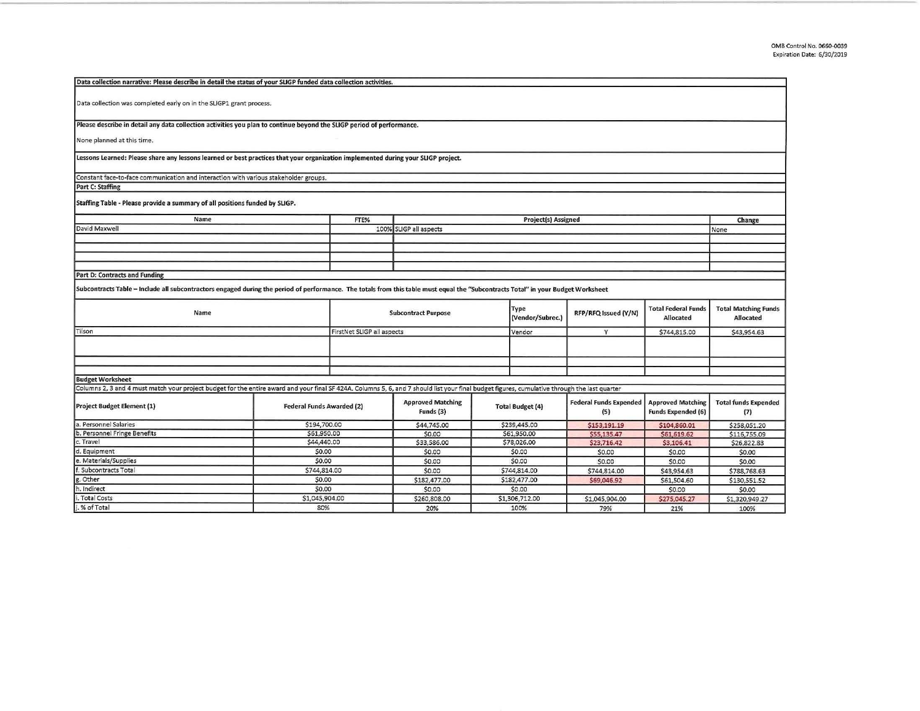OMB Control No. 0660-0039
Expiration Date: 6/30/2019

**Data collection narrative: Please describe in detail the status of your SLIGP funded data collection activities.**

Data collection was completed early on in the SLIGP1 grant process.

**Please describe in detail any data collection activities you plan to continue beyond the SLIGP period of performance.**

None planned at this time.

**Lessons Learned: Please share any lessons learned or best practices that your organization implemented during your SLIGP project.**

Constant face-to-face communication and interaction with various stakeholder groups.

**Part C: Staffing**

**Staffing Table - Please provide a summary of all positions funded by SLIGP.**

| Name | FTE% | Project(s) Assigned | Change |
|---|---|---|---|
| David Maxwell | 100% | SLIGP all aspects | None |
| | | | |
| | | | |
| | | | |
| | | | |

**Part D: Contracts and Funding**

**Subcontracts Table – Include all subcontractors engaged during the period of performance. The totals from this table must equal the "Subcontracts Total" in your Budget Worksheet**

| Name | Subcontract Purpose | Type (Vendor/Subrec.) | RFP/RFQ Issued (Y/N) | Total Federal Funds Allocated | Total Matching Funds Allocated |
|---|---|---|---|---|---|
| Tilson | FirstNet SLIGP all aspects | Vendor | Y | $744,815.00 | $43,954.63 |
| | | | | | |
| | | | | | |
| | | | | | |

**Budget Worksheet**

Columns 2, 3 and 4 must match your project budget for the entire award and your final SF 424A. Columns 5, 6, and 7 should list your final budget figures, cumulative through the last quarter

| Project Budget Element (1) | Federal Funds Awarded (2) | Approved Matching Funds (3) | Total Budget (4) | Federal Funds Expended (5) | Approved Matching Funds Expended (6) | Total funds Expended (7) |
|---|---|---|---|---|---|---|
| a. Personnel Salaries | $194,700.00 | $44,745.00 | $239,445.00 | $153,191.19 | $104,860.01 | $258,051.20 |
| b. Personnel Fringe Benefits | $61,950.00 | $0.00 | $61,950.00 | $55,135.47 | $61,619.62 | $116,755.09 |
| c. Travel | $44,440.00 | $33,586.00 | $78,026.00 | $23,716.42 | $3,106.41 | $26,822.83 |
| d. Equipment | $0.00 | $0.00 | $0.00 | $0.00 | $0.00 | $0.00 |
| e. Materials/Supplies | $0.00 | $0.00 | $0.00 | $0.00 | $0.00 | $0.00 |
| f. Subcontracts Total | $744,814.00 | $0.00 | $744,814.00 | $744,814.00 | $43,954.63 | $788,768.63 |
| g. Other | $0.00 | $182,477.00 | $182,477.00 | $69,046.92 | $61,504.60 | $130,551.52 |
| h. Indirect | $0.00 | $0.00 | $0.00 | | $0.00 | $0.00 |
| i. Total Costs | $1,045,904.00 | $260,808.00 | $1,306,712.00 | $1,045,904.00 | $275,045.27 | $1,320,949.27 |
| j. % of Total | 80% | 20% | 100% | 79% | 21% | 100% |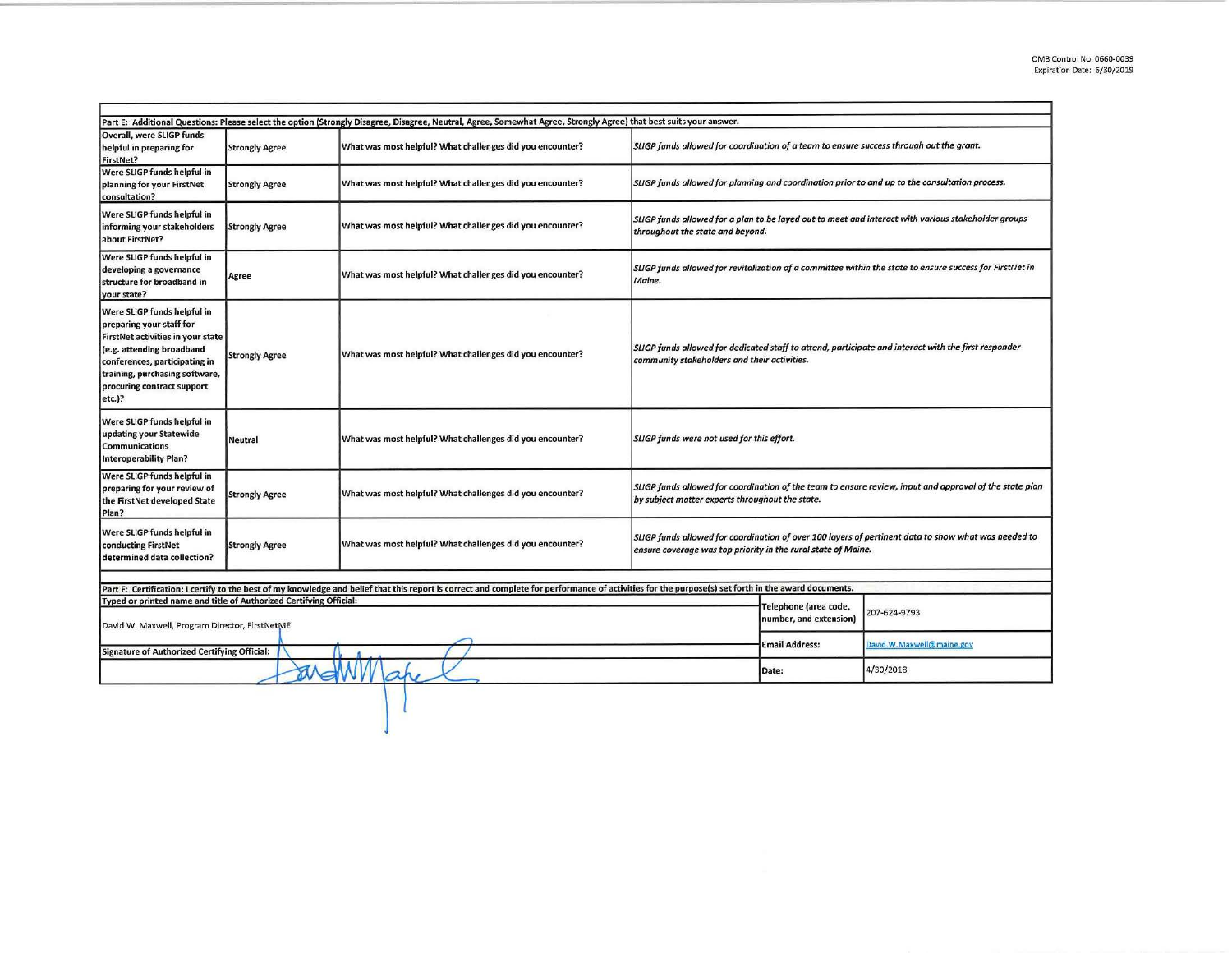OMB Control No. 0660-0039
Expiration Date: 6/30/2019

| | | | |
|---|---|---|---|
| **Part E: Additional Questions: Please select the option (Strongly Disagree, Disagree, Neutral, Agree, Somewhat Agree, Strongly Agree) that best suits your answer.** | | | |
| **Overall, were SLIGP funds helpful in preparing for FirstNet?** | Strongly Agree | **What was most helpful? What challenges did you encounter?** | *SLIGP funds allowed for coordination of a team to ensure success through out the grant.* |
| **Were SLIGP funds helpful in planning for your FirstNet consultation?** | Strongly Agree | **What was most helpful? What challenges did you encounter?** | *SLIGP funds allowed for planning and coordination prior to and up to the consultation process.* |
| **Were SLIGP funds helpful in informing your stakeholders about FirstNet?** | Strongly Agree | **What was most helpful? What challenges did you encounter?** | *SLIGP funds allowed for a plan to be layed out to meet and interact with various stakeholder groups throughout the state and beyond.* |
| **Were SLIGP funds helpful in developing a governance structure for broadband in your state?** | Agree | **What was most helpful? What challenges did you encounter?** | *SLIGP funds allowed for revitalization of a committee within the state to ensure success for FirstNet in Maine.* |
| **Were SLIGP funds helpful in preparing your staff for FirstNet activities in your state (e.g. attending broadband conferences, participating in training, purchasing software, procuring contract support etc.)?** | Strongly Agree | **What was most helpful? What challenges did you encounter?** | *SLIGP funds allowed for dedicated staff to attend, participate and interact with the first responder community stakeholders and their activities.* |
| **Were SLIGP funds helpful in updating your Statewide Communications Interoperability Plan?** | Neutral | **What was most helpful? What challenges did you encounter?** | *SLIGP funds were not used for this effort.* |
| **Were SLIGP funds helpful in preparing for your review of the FirstNet developed State Plan?** | Strongly Agree | **What was most helpful? What challenges did you encounter?** | *SLIGP funds allowed for coordination of the team to ensure review, input and approval of the state plan by subject matter experts throughout the state.* |
| **Were SLIGP funds helpful in conducting FirstNet determined data collection?** | Strongly Agree | **What was most helpful? What challenges did you encounter?** | *SLIGP funds allowed for coordination of over 100 layers of pertinent data to show what was needed to ensure coverage was top priority in the rural state of Maine.* |

| | | | |
|---|---|---|---|
| **Part F: Certification: I certify to the best of my knowledge and belief that this report is correct and complete for performance of activities for the purpose(s) set forth in the award documents.** | | | |
| **Typed or printed name and title of Authorized Certifying Official:** David W. Maxwell, Program Director, FirstNetME | | **Telephone (area code, number, and extension)** | 207-624-9793 |
| | | **Email Address:** | David.W.Maxwell@maine.gov |
| **Signature of Authorized Certifying Official:** | | **Date:** | 4/30/2018 |